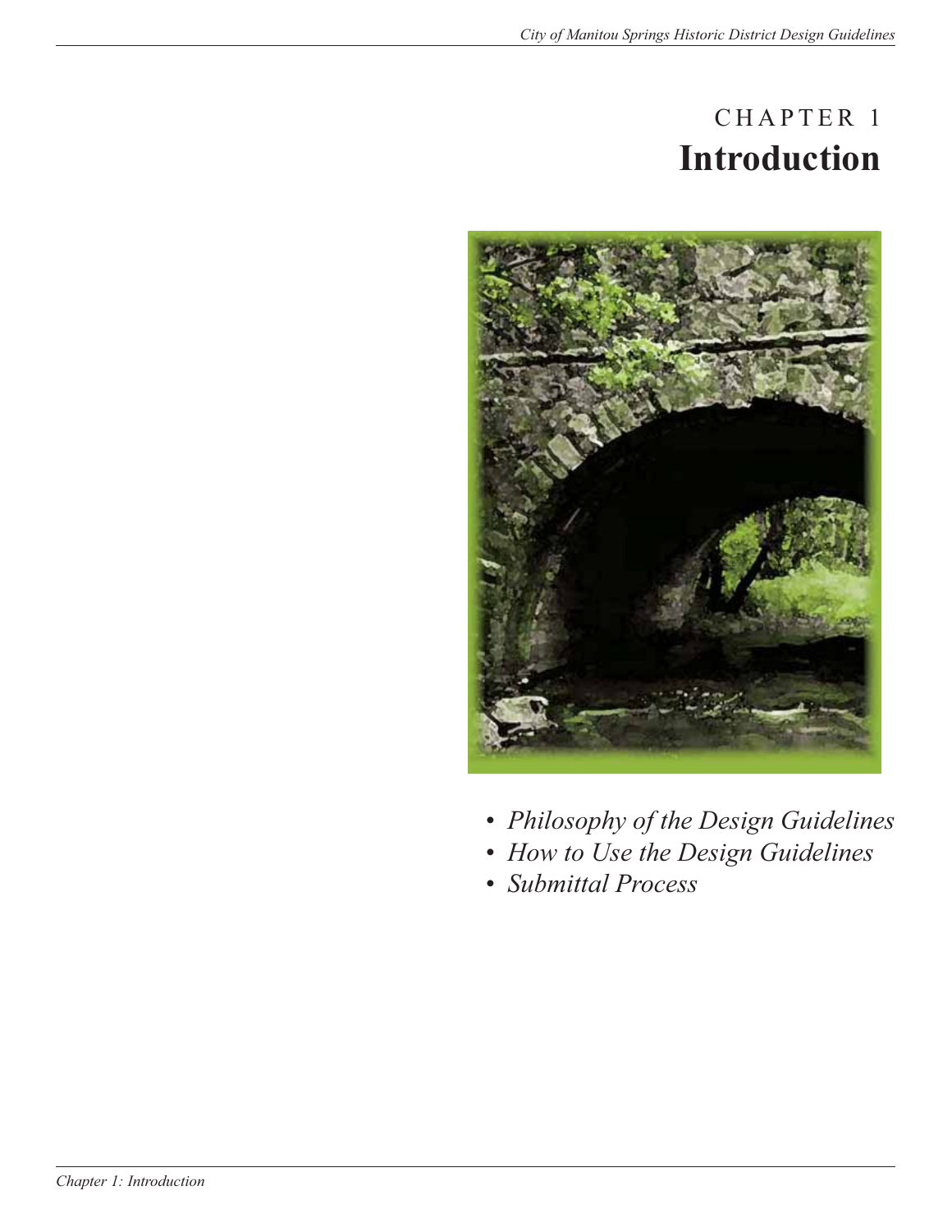# CHAPTER 1
# Introduction

- *Philosophy of the Design Guidelines*
- *How to Use the Design Guidelines*
- *Submittal Process*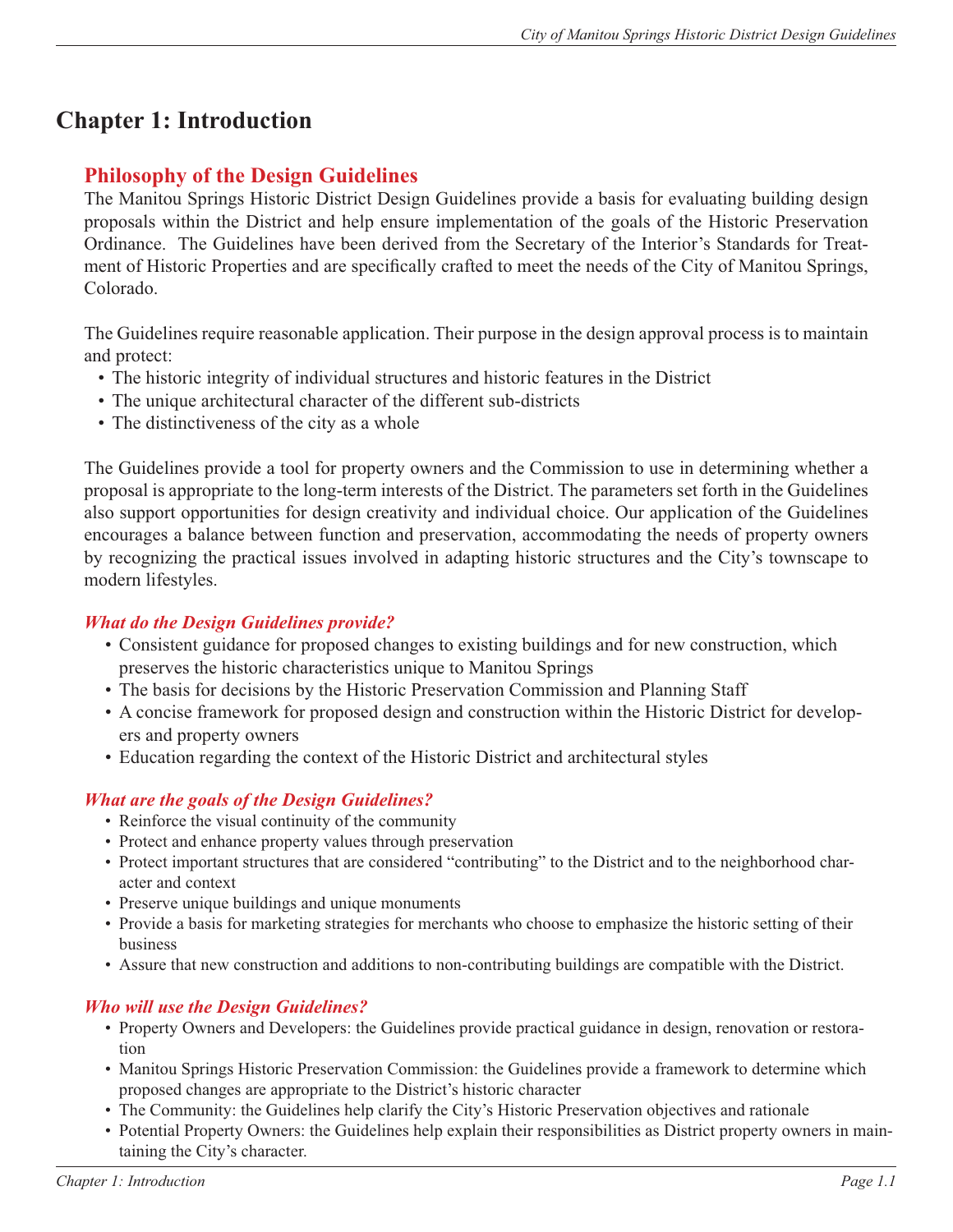# Chapter 1: Introduction

## Philosophy of the Design Guidelines

The Manitou Springs Historic District Design Guidelines provide a basis for evaluating building design proposals within the District and help ensure implementation of the goals of the Historic Preservation Ordinance. The Guidelines have been derived from the Secretary of the Interior's Standards for Treatment of Historic Properties and are specifically crafted to meet the needs of the City of Manitou Springs, Colorado.

The Guidelines require reasonable application. Their purpose in the design approval process is to maintain and protect:

- The historic integrity of individual structures and historic features in the District
- The unique architectural character of the different sub-districts
- The distinctiveness of the city as a whole

The Guidelines provide a tool for property owners and the Commission to use in determining whether a proposal is appropriate to the long-term interests of the District. The parameters set forth in the Guidelines also support opportunities for design creativity and individual choice. Our application of the Guidelines encourages a balance between function and preservation, accommodating the needs of property owners by recognizing the practical issues involved in adapting historic structures and the City's townscape to modern lifestyles.

### *What do the Design Guidelines provide?*

- Consistent guidance for proposed changes to existing buildings and for new construction, which preserves the historic characteristics unique to Manitou Springs
- The basis for decisions by the Historic Preservation Commission and Planning Staff
- A concise framework for proposed design and construction within the Historic District for developers and property owners
- Education regarding the context of the Historic District and architectural styles

### *What are the goals of the Design Guidelines?*

- Reinforce the visual continuity of the community
- Protect and enhance property values through preservation
- Protect important structures that are considered "contributing" to the District and to the neighborhood character and context
- Preserve unique buildings and unique monuments
- Provide a basis for marketing strategies for merchants who choose to emphasize the historic setting of their business
- Assure that new construction and additions to non-contributing buildings are compatible with the District.

### *Who will use the Design Guidelines?*

- Property Owners and Developers: the Guidelines provide practical guidance in design, renovation or restoration
- Manitou Springs Historic Preservation Commission: the Guidelines provide a framework to determine which proposed changes are appropriate to the District's historic character
- The Community: the Guidelines help clarify the City's Historic Preservation objectives and rationale
- Potential Property Owners: the Guidelines help explain their responsibilities as District property owners in maintaining the City's character.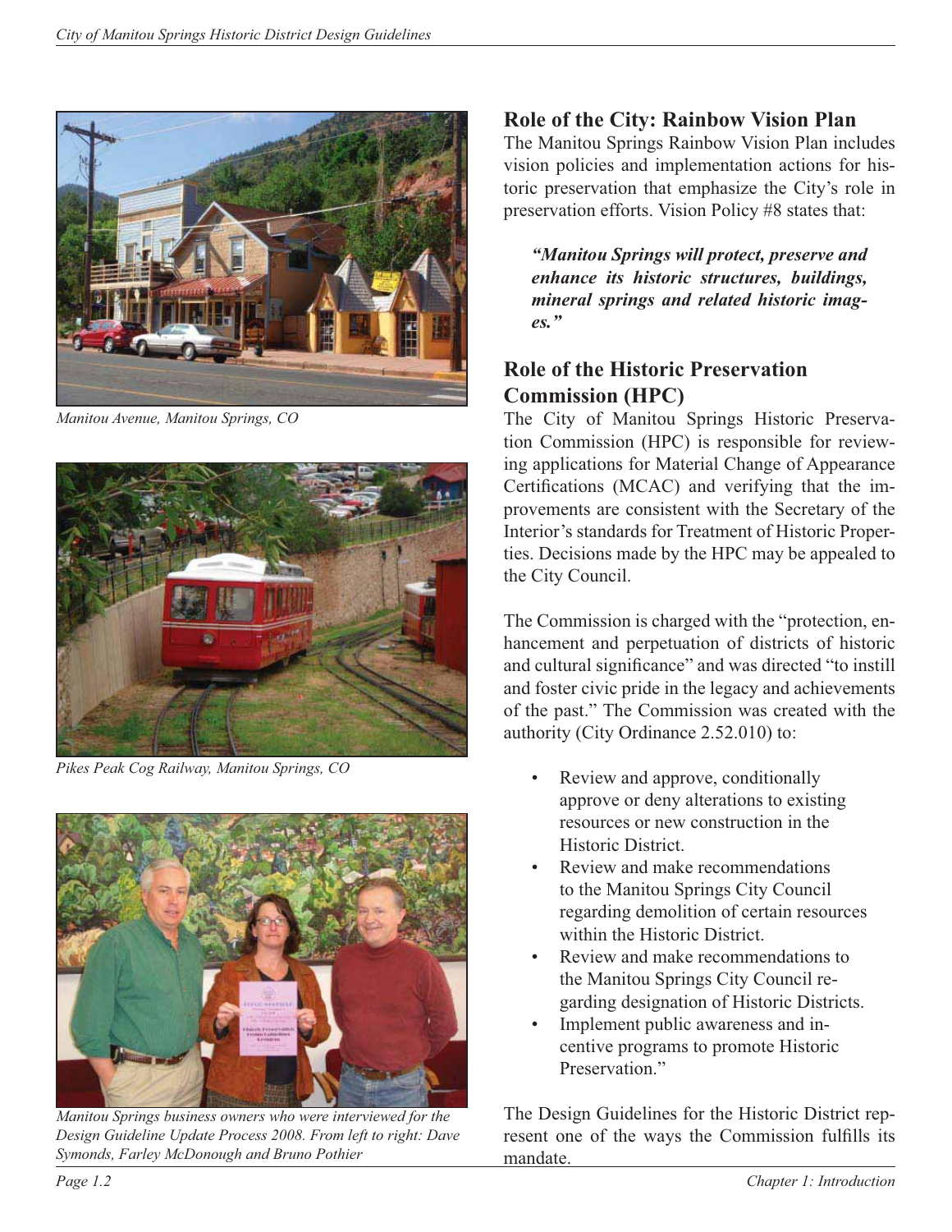*Manitou Avenue, Manitou Springs, CO*

*Pikes Peak Cog Railway, Manitou Springs, CO*

*Manitou Springs business owners who were interviewed for the Design Guideline Update Process 2008. From left to right: Dave Symonds, Farley McDonough and Bruno Pothier*

## Role of the City: Rainbow Vision Plan

The Manitou Springs Rainbow Vision Plan includes vision policies and implementation actions for historic preservation that emphasize the City's role in preservation efforts. Vision Policy #8 states that:

> ***"Manitou Springs will protect, preserve and enhance its historic structures, buildings, mineral springs and related historic images."***

## Role of the Historic Preservation Commission (HPC)

The City of Manitou Springs Historic Preservation Commission (HPC) is responsible for reviewing applications for Material Change of Appearance Certifications (MCAC) and verifying that the improvements are consistent with the Secretary of the Interior's standards for Treatment of Historic Properties. Decisions made by the HPC may be appealed to the City Council.

The Commission is charged with the "protection, enhancement and perpetuation of districts of historic and cultural significance" and was directed "to instill and foster civic pride in the legacy and achievements of the past." The Commission was created with the authority (City Ordinance 2.52.010) to:

- Review and approve, conditionally approve or deny alterations to existing resources or new construction in the Historic District.
- Review and make recommendations to the Manitou Springs City Council regarding demolition of certain resources within the Historic District.
- Review and make recommendations to the Manitou Springs City Council regarding designation of Historic Districts.
- Implement public awareness and incentive programs to promote Historic Preservation."

The Design Guidelines for the Historic District represent one of the ways the Commission fulfills its mandate.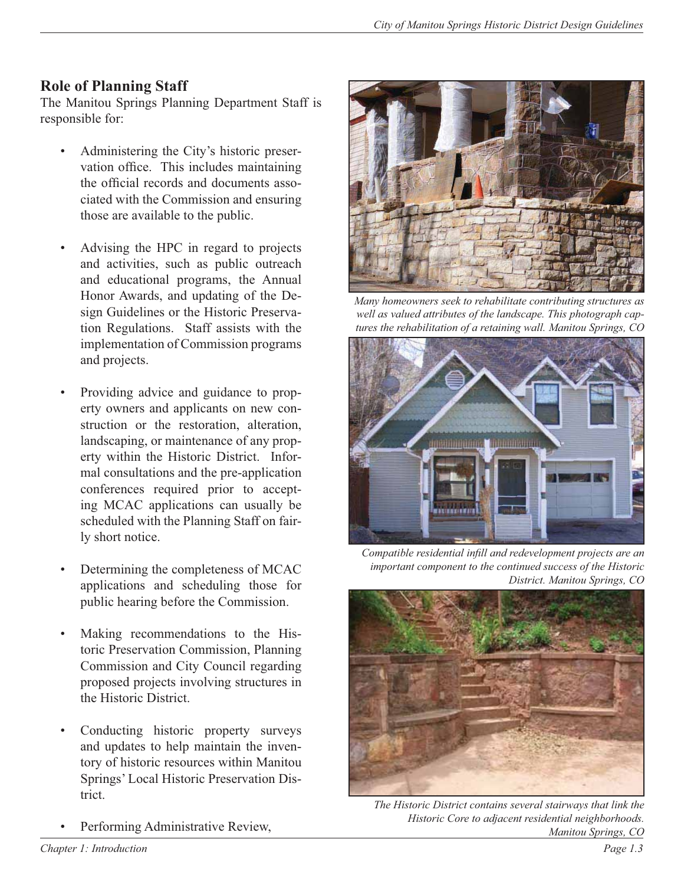## Role of Planning Staff

The Manitou Springs Planning Department Staff is responsible for:

- Administering the City's historic preservation office. This includes maintaining the official records and documents associated with the Commission and ensuring those are available to the public.
- Advising the HPC in regard to projects and activities, such as public outreach and educational programs, the Annual Honor Awards, and updating of the Design Guidelines or the Historic Preservation Regulations. Staff assists with the implementation of Commission programs and projects.
- Providing advice and guidance to property owners and applicants on new construction or the restoration, alteration, landscaping, or maintenance of any property within the Historic District. Informal consultations and the pre-application conferences required prior to accepting MCAC applications can usually be scheduled with the Planning Staff on fairly short notice.
- Determining the completeness of MCAC applications and scheduling those for public hearing before the Commission.
- Making recommendations to the Historic Preservation Commission, Planning Commission and City Council regarding proposed projects involving structures in the Historic District.
- Conducting historic property surveys and updates to help maintain the inventory of historic resources within Manitou Springs' Local Historic Preservation District.
- Performing Administrative Review,

*Many homeowners seek to rehabilitate contributing structures as well as valued attributes of the landscape. This photograph captures the rehabilitation of a retaining wall. Manitou Springs, CO*

*Compatible residential infill and redevelopment projects are an important component to the continued success of the Historic District. Manitou Springs, CO*

*The Historic District contains several stairways that link the Historic Core to adjacent residential neighborhoods. Manitou Springs, CO*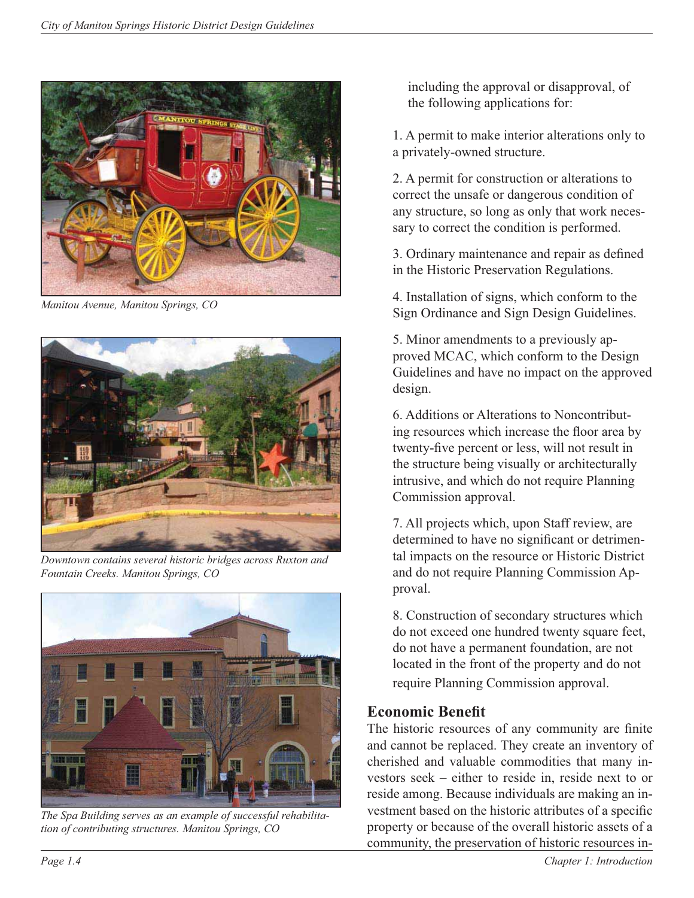*Manitou Avenue, Manitou Springs, CO*

*Downtown contains several historic bridges across Ruxton and Fountain Creeks. Manitou Springs, CO*

*The Spa Building serves as an example of successful rehabilitation of contributing structures. Manitou Springs, CO*

including the approval or disapproval, of the following applications for:

1. A permit to make interior alterations only to a privately-owned structure.

2. A permit for construction or alterations to correct the unsafe or dangerous condition of any structure, so long as only that work necessary to correct the condition is performed.

3. Ordinary maintenance and repair as defined in the Historic Preservation Regulations.

4. Installation of signs, which conform to the Sign Ordinance and Sign Design Guidelines.

5. Minor amendments to a previously approved MCAC, which conform to the Design Guidelines and have no impact on the approved design.

6. Additions or Alterations to Noncontributing resources which increase the floor area by twenty-five percent or less, will not result in the structure being visually or architecturally intrusive, and which do not require Planning Commission approval.

7. All projects which, upon Staff review, are determined to have no significant or detrimental impacts on the resource or Historic District and do not require Planning Commission Approval.

8. Construction of secondary structures which do not exceed one hundred twenty square feet, do not have a permanent foundation, are not located in the front of the property and do not require Planning Commission approval.

## Economic Benefit

The historic resources of any community are finite and cannot be replaced. They create an inventory of cherished and valuable commodities that many investors seek – either to reside in, reside next to or reside among. Because individuals are making an investment based on the historic attributes of a specific property or because of the overall historic assets of a community, the preservation of historic resources in-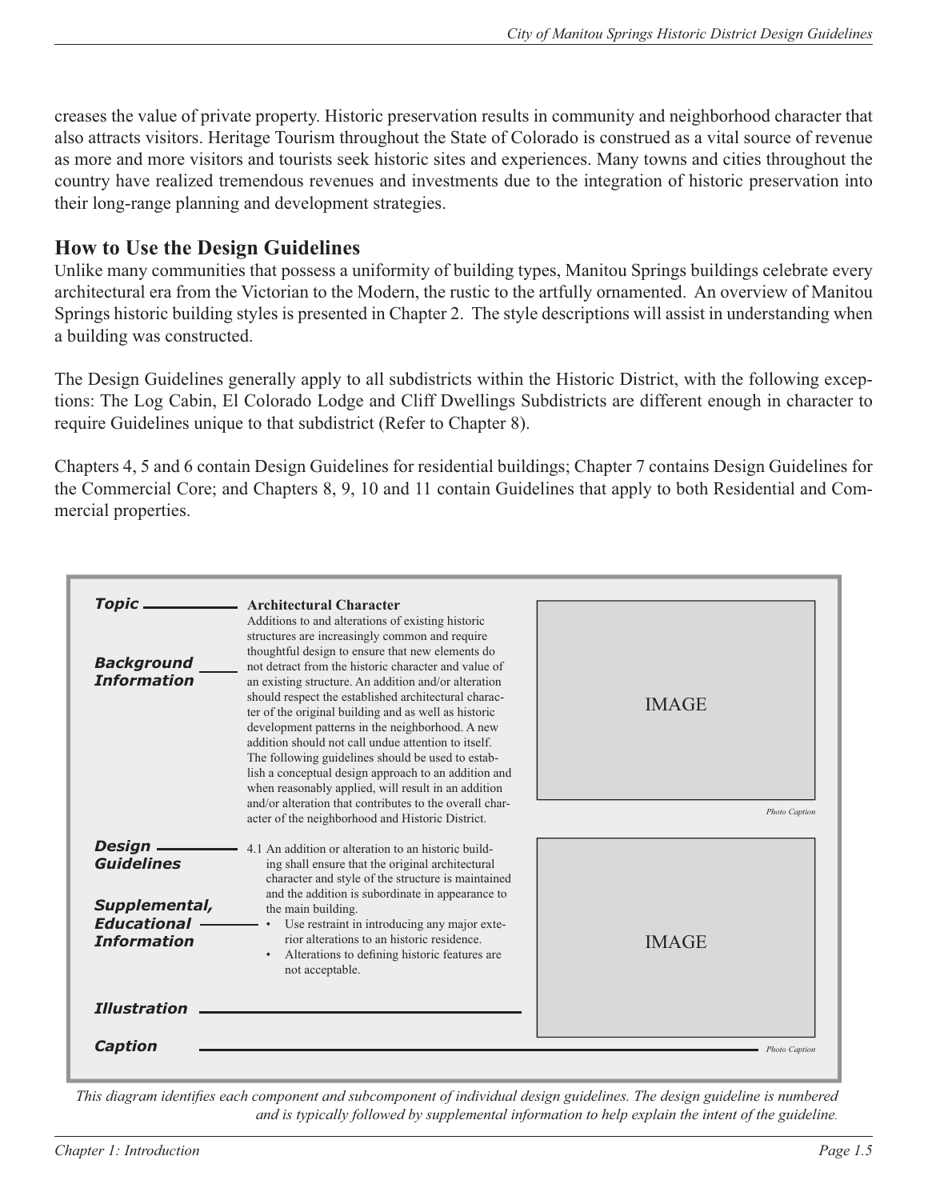creases the value of private property. Historic preservation results in community and neighborhood character that also attracts visitors. Heritage Tourism throughout the State of Colorado is construed as a vital source of revenue as more and more visitors and tourists seek historic sites and experiences. Many towns and cities throughout the country have realized tremendous revenues and investments due to the integration of historic preservation into their long-range planning and development strategies.

## How to Use the Design Guidelines

Unlike many communities that possess a uniformity of building types, Manitou Springs buildings celebrate every architectural era from the Victorian to the Modern, the rustic to the artfully ornamented. An overview of Manitou Springs historic building styles is presented in Chapter 2. The style descriptions will assist in understanding when a building was constructed.

The Design Guidelines generally apply to all subdistricts within the Historic District, with the following exceptions: The Log Cabin, El Colorado Lodge and Cliff Dwellings Subdistricts are different enough in character to require Guidelines unique to that subdistrict (Refer to Chapter 8).

Chapters 4, 5 and 6 contain Design Guidelines for residential buildings; Chapter 7 contains Design Guidelines for the Commercial Core; and Chapters 8, 9, 10 and 11 contain Guidelines that apply to both Residential and Commercial properties.

***Topic*** — **Architectural Character**

***Background Information*** — Additions to and alterations of existing historic structures are increasingly common and require thoughtful design to ensure that new elements do not detract from the historic character and value of an existing structure. An addition and/or alteration should respect the established architectural character of the original building and as well as historic development patterns in the neighborhood. A new addition should not call undue attention to itself. The following guidelines should be used to establish a conceptual design approach to an addition and when reasonably applied, will result in an addition and/or alteration that contributes to the overall character of the neighborhood and Historic District.

***Design Guidelines*** — 4.1 An addition or alteration to an historic building shall ensure that the original architectural character and style of the structure is maintained and the addition is subordinate in appearance to the main building.

***Supplemental, Educational Information***
- Use restraint in introducing any major exterior alterations to an historic residence.
- Alterations to defining historic features are not acceptable.

***Illustration*** — IMAGE

IMAGE

***Caption*** — *Photo Caption*

*Photo Caption*

*This diagram identifies each component and subcomponent of individual design guidelines. The design guideline is numbered and is typically followed by supplemental information to help explain the intent of the guideline.*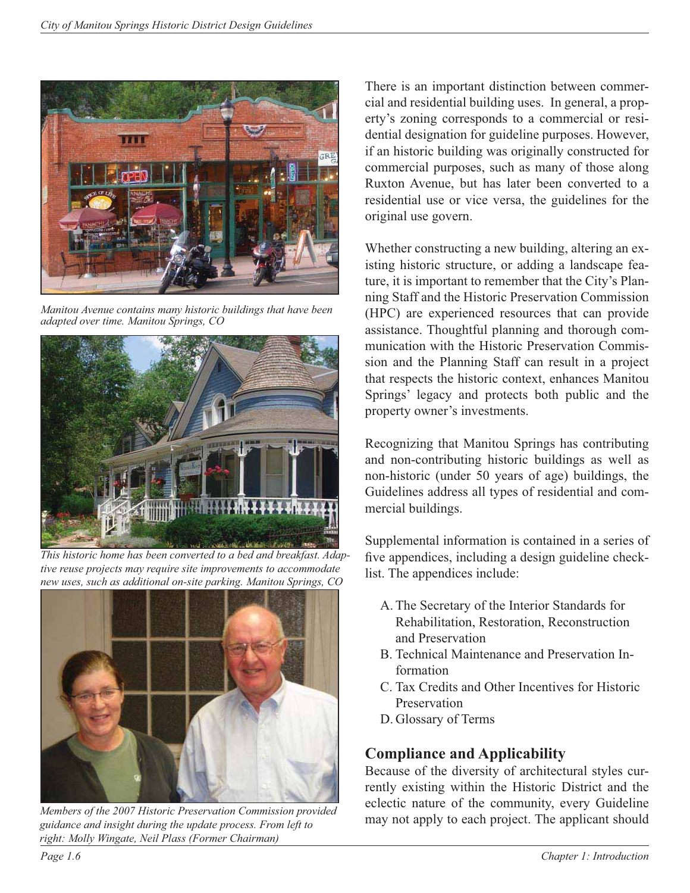*Manitou Avenue contains many historic buildings that have been adapted over time. Manitou Springs, CO*

*This historic home has been converted to a bed and breakfast. Adaptive reuse projects may require site improvements to accommodate new uses, such as additional on-site parking. Manitou Springs, CO*

*Members of the 2007 Historic Preservation Commission provided guidance and insight during the update process. From left to right: Molly Wingate, Neil Plass (Former Chairman)*

There is an important distinction between commercial and residential building uses. In general, a property's zoning corresponds to a commercial or residential designation for guideline purposes. However, if an historic building was originally constructed for commercial purposes, such as many of those along Ruxton Avenue, but has later been converted to a residential use or vice versa, the guidelines for the original use govern.

Whether constructing a new building, altering an existing historic structure, or adding a landscape feature, it is important to remember that the City's Planning Staff and the Historic Preservation Commission (HPC) are experienced resources that can provide assistance. Thoughtful planning and thorough communication with the Historic Preservation Commission and the Planning Staff can result in a project that respects the historic context, enhances Manitou Springs' legacy and protects both public and the property owner's investments.

Recognizing that Manitou Springs has contributing and non-contributing historic buildings as well as non-historic (under 50 years of age) buildings, the Guidelines address all types of residential and commercial buildings.

Supplemental information is contained in a series of five appendices, including a design guideline checklist. The appendices include:

A. The Secretary of the Interior Standards for Rehabilitation, Restoration, Reconstruction and Preservation
B. Technical Maintenance and Preservation Information
C. Tax Credits and Other Incentives for Historic Preservation
D. Glossary of Terms

## Compliance and Applicability

Because of the diversity of architectural styles currently existing within the Historic District and the eclectic nature of the community, every Guideline may not apply to each project. The applicant should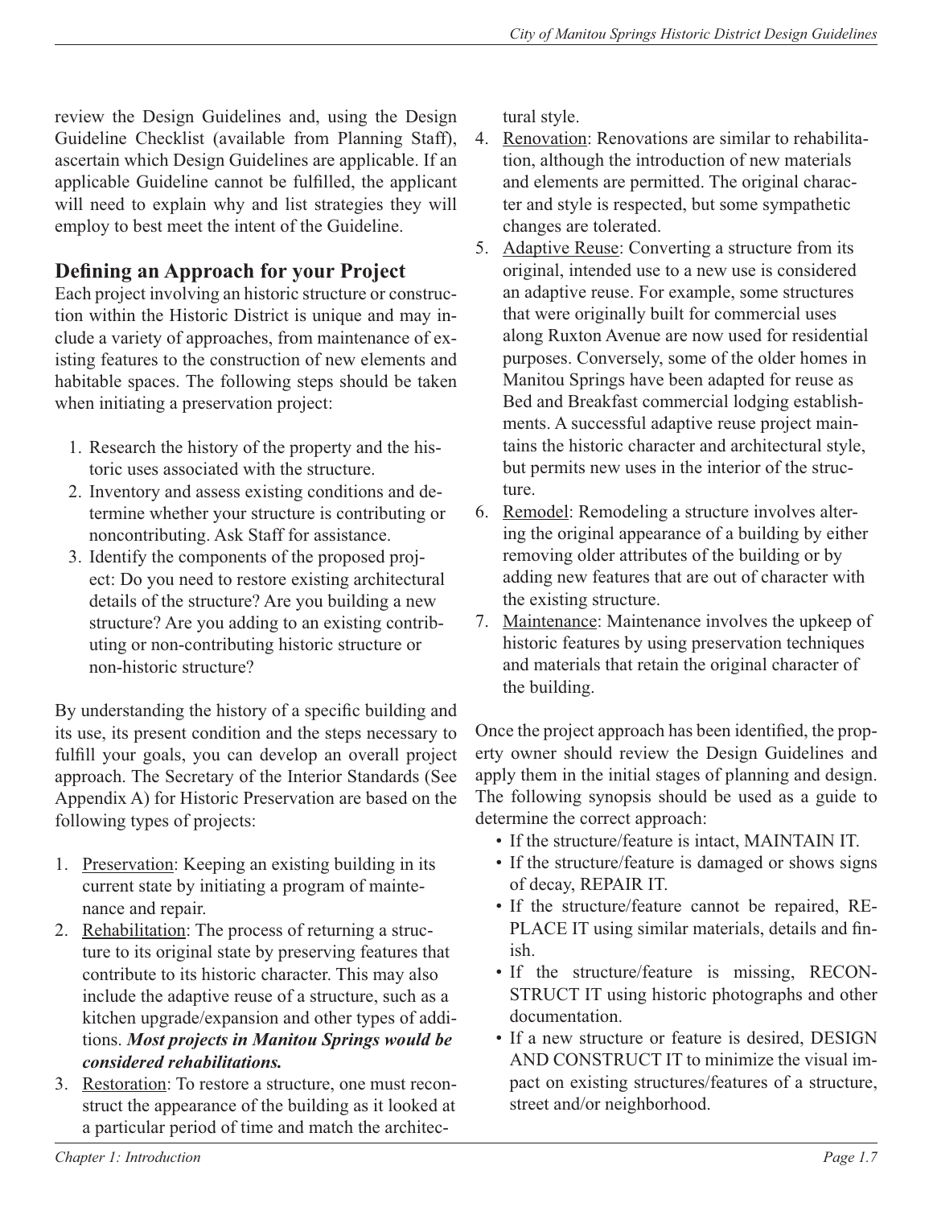review the Design Guidelines and, using the Design Guideline Checklist (available from Planning Staff), ascertain which Design Guidelines are applicable. If an applicable Guideline cannot be fulfilled, the applicant will need to explain why and list strategies they will employ to best meet the intent of the Guideline.

## Defining an Approach for your Project

Each project involving an historic structure or construction within the Historic District is unique and may include a variety of approaches, from maintenance of existing features to the construction of new elements and habitable spaces. The following steps should be taken when initiating a preservation project:

1. Research the history of the property and the historic uses associated with the structure.
2. Inventory and assess existing conditions and determine whether your structure is contributing or noncontributing. Ask Staff for assistance.
3. Identify the components of the proposed project: Do you need to restore existing architectural details of the structure? Are you building a new structure? Are you adding to an existing contributing or non-contributing historic structure or non-historic structure?

By understanding the history of a specific building and its use, its present condition and the steps necessary to fulfill your goals, you can develop an overall project approach. The Secretary of the Interior Standards (See Appendix A) for Historic Preservation are based on the following types of projects:

1. <u>Preservation</u>: Keeping an existing building in its current state by initiating a program of maintenance and repair.
2. <u>Rehabilitation</u>: The process of returning a structure to its original state by preserving features that contribute to its historic character. This may also include the adaptive reuse of a structure, such as a kitchen upgrade/expansion and other types of additions. ***Most projects in Manitou Springs would be considered rehabilitations.***
3. <u>Restoration</u>: To restore a structure, one must reconstruct the appearance of the building as it looked at a particular period of time and match the architectural style.
4. <u>Renovation</u>: Renovations are similar to rehabilitation, although the introduction of new materials and elements are permitted. The original character and style is respected, but some sympathetic changes are tolerated.
5. <u>Adaptive Reuse</u>: Converting a structure from its original, intended use to a new use is considered an adaptive reuse. For example, some structures that were originally built for commercial uses along Ruxton Avenue are now used for residential purposes. Conversely, some of the older homes in Manitou Springs have been adapted for reuse as Bed and Breakfast commercial lodging establishments. A successful adaptive reuse project maintains the historic character and architectural style, but permits new uses in the interior of the structure.
6. <u>Remodel</u>: Remodeling a structure involves altering the original appearance of a building by either removing older attributes of the building or by adding new features that are out of character with the existing structure.
7. <u>Maintenance</u>: Maintenance involves the upkeep of historic features by using preservation techniques and materials that retain the original character of the building.

Once the project approach has been identified, the property owner should review the Design Guidelines and apply them in the initial stages of planning and design. The following synopsis should be used as a guide to determine the correct approach:

- If the structure/feature is intact, MAINTAIN IT.
- If the structure/feature is damaged or shows signs of decay, REPAIR IT.
- If the structure/feature cannot be repaired, REPLACE IT using similar materials, details and finish.
- If the structure/feature is missing, RECONSTRUCT IT using historic photographs and other documentation.
- If a new structure or feature is desired, DESIGN AND CONSTRUCT IT to minimize the visual impact on existing structures/features of a structure, street and/or neighborhood.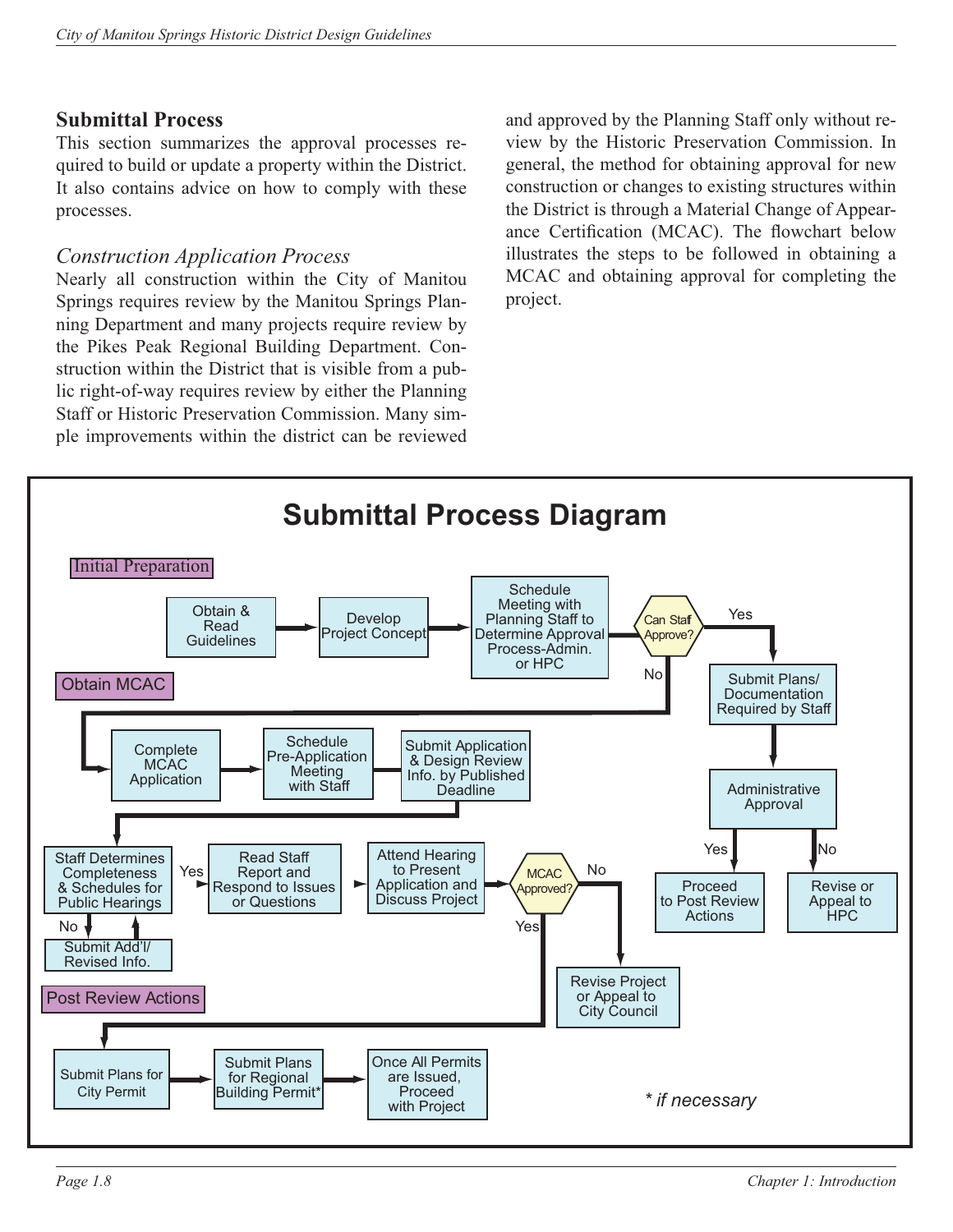## Submittal Process

This section summarizes the approval processes required to build or update a property within the District. It also contains advice on how to comply with these processes.

### *Construction Application Process*

Nearly all construction within the City of Manitou Springs requires review by the Manitou Springs Planning Department and many projects require review by the Pikes Peak Regional Building Department. Construction within the District that is visible from a public right-of-way requires review by either the Planning Staff or Historic Preservation Commission. Many simple improvements within the district can be reviewed and approved by the Planning Staff only without review by the Historic Preservation Commission. In general, the method for obtaining approval for new construction or changes to existing structures within the District is through a Material Change of Appearance Certification (MCAC). The flowchart below illustrates the steps to be followed in obtaining a MCAC and obtaining approval for completing the project.

## Submittal Process Diagram

**Initial Preparation**

Obtain & Read Guidelines → Develop Project Concept → Schedule Meeting with Planning Staff to Determine Approval Process-Admin. or HPC → Can Staff Approve?

- Yes → Submit Plans/ Documentation Required by Staff → Administrative Approval
  - Yes → Proceed to Post Review Actions
  - No → Revise or Appeal to HPC
- No → Obtain MCAC

**Obtain MCAC**

Complete MCAC Application → Schedule Pre-Application Meeting with Staff → Submit Application & Design Review Info. by Published Deadline → Staff Determines Completeness & Schedules for Public Hearings

- No → Submit Add'l/ Revised Info. → Staff Determines Completeness & Schedules for Public Hearings
- Yes → Read Staff Report and Respond to Issues or Questions → Attend Hearing to Present Application and Discuss Project → MCAC Approved?
  - No → Revise Project or Appeal to City Council
  - Yes → Post Review Actions

**Post Review Actions**

Submit Plans for City Permit → Submit Plans for Regional Building Permit* → Once All Permits are Issued, Proceed with Project

*\* if necessary*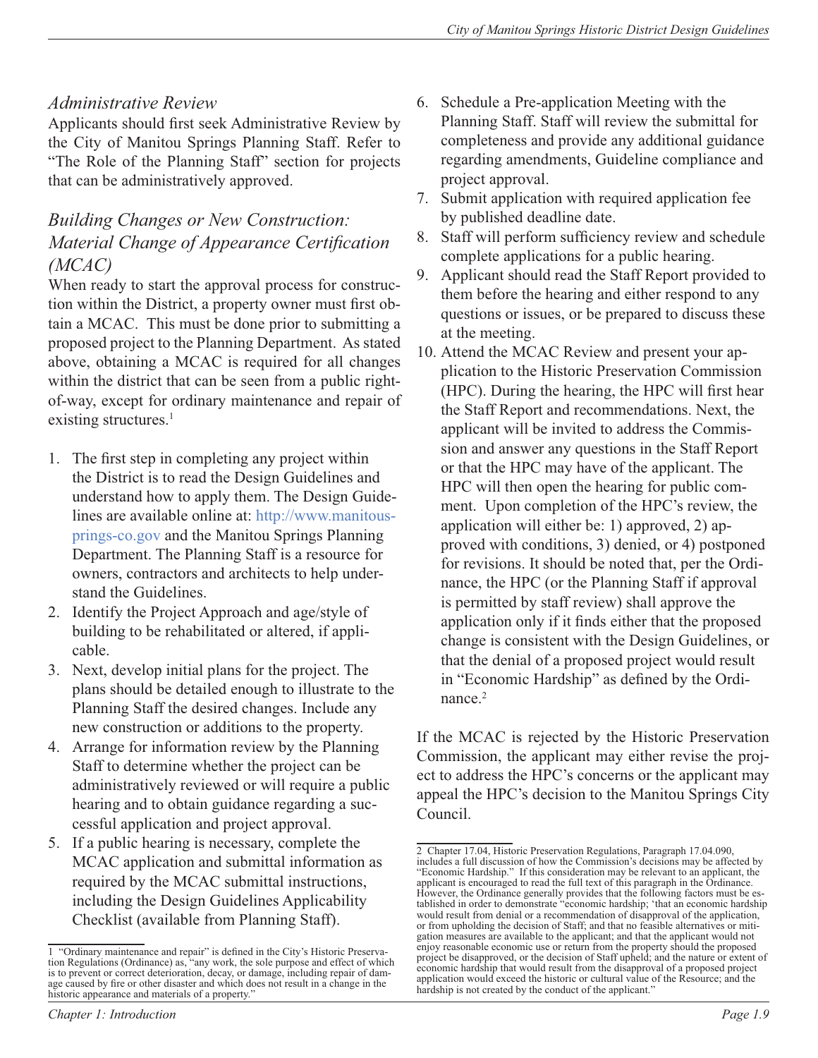### *Administrative Review*

Applicants should first seek Administrative Review by the City of Manitou Springs Planning Staff. Refer to "The Role of the Planning Staff" section for projects that can be administratively approved.

### *Building Changes or New Construction: Material Change of Appearance Certification (MCAC)*

When ready to start the approval process for construction within the District, a property owner must first obtain a MCAC. This must be done prior to submitting a proposed project to the Planning Department. As stated above, obtaining a MCAC is required for all changes within the district that can be seen from a public right-of-way, except for ordinary maintenance and repair of existing structures.[1]

1. The first step in completing any project within the District is to read the Design Guidelines and understand how to apply them. The Design Guidelines are available online at: http://www.manitousprings-co.gov and the Manitou Springs Planning Department. The Planning Staff is a resource for owners, contractors and architects to help understand the Guidelines.
2. Identify the Project Approach and age/style of building to be rehabilitated or altered, if applicable.
3. Next, develop initial plans for the project. The plans should be detailed enough to illustrate to the Planning Staff the desired changes. Include any new construction or additions to the property.
4. Arrange for information review by the Planning Staff to determine whether the project can be administratively reviewed or will require a public hearing and to obtain guidance regarding a successful application and project approval.
5. If a public hearing is necessary, complete the MCAC application and submittal information as required by the MCAC submittal instructions, including the Design Guidelines Applicability Checklist (available from Planning Staff).
6. Schedule a Pre-application Meeting with the Planning Staff. Staff will review the submittal for completeness and provide any additional guidance regarding amendments, Guideline compliance and project approval.
7. Submit application with required application fee by published deadline date.
8. Staff will perform sufficiency review and schedule complete applications for a public hearing.
9. Applicant should read the Staff Report provided to them before the hearing and either respond to any questions or issues, or be prepared to discuss these at the meeting.
10. Attend the MCAC Review and present your application to the Historic Preservation Commission (HPC). During the hearing, the HPC will first hear the Staff Report and recommendations. Next, the applicant will be invited to address the Commission and answer any questions in the Staff Report or that the HPC may have of the applicant. The HPC will then open the hearing for public comment. Upon completion of the HPC's review, the application will either be: 1) approved, 2) approved with conditions, 3) denied, or 4) postponed for revisions. It should be noted that, per the Ordinance, the HPC (or the Planning Staff if approval is permitted by staff review) shall approve the application only if it finds either that the proposed change is consistent with the Design Guidelines, or that the denial of a proposed project would result in "Economic Hardship" as defined by the Ordinance.[2]

If the MCAC is rejected by the Historic Preservation Commission, the applicant may either revise the project to address the HPC's concerns or the applicant may appeal the HPC's decision to the Manitou Springs City Council.

---

[1] "Ordinary maintenance and repair" is defined in the City's Historic Preservation Regulations (Ordinance) as, "any work, the sole purpose and effect of which is to prevent or correct deterioration, decay, or damage, including repair of damage caused by fire or other disaster and which does not result in a change in the historic appearance and materials of a property."

[2] Chapter 17.04, Historic Preservation Regulations, Paragraph 17.04.090, includes a full discussion of how the Commission's decisions may be affected by "Economic Hardship." If this consideration may be relevant to an applicant, the applicant is encouraged to read the full text of this paragraph in the Ordinance. However, the Ordinance generally provides that the following factors must be established in order to demonstrate "economic hardship; 'that an economic hardship would result from denial or a recommendation of disapproval of the application, or from upholding the decision of Staff; and that no feasible alternatives or mitigation measures are available to the applicant; and that the applicant would not enjoy reasonable economic use or return from the property should the proposed project be disapproved, or the decision of Staff upheld; and the nature or extent of economic hardship that would result from the disapproval of a proposed project application would exceed the historic or cultural value of the Resource; and the hardship is not created by the conduct of the applicant."